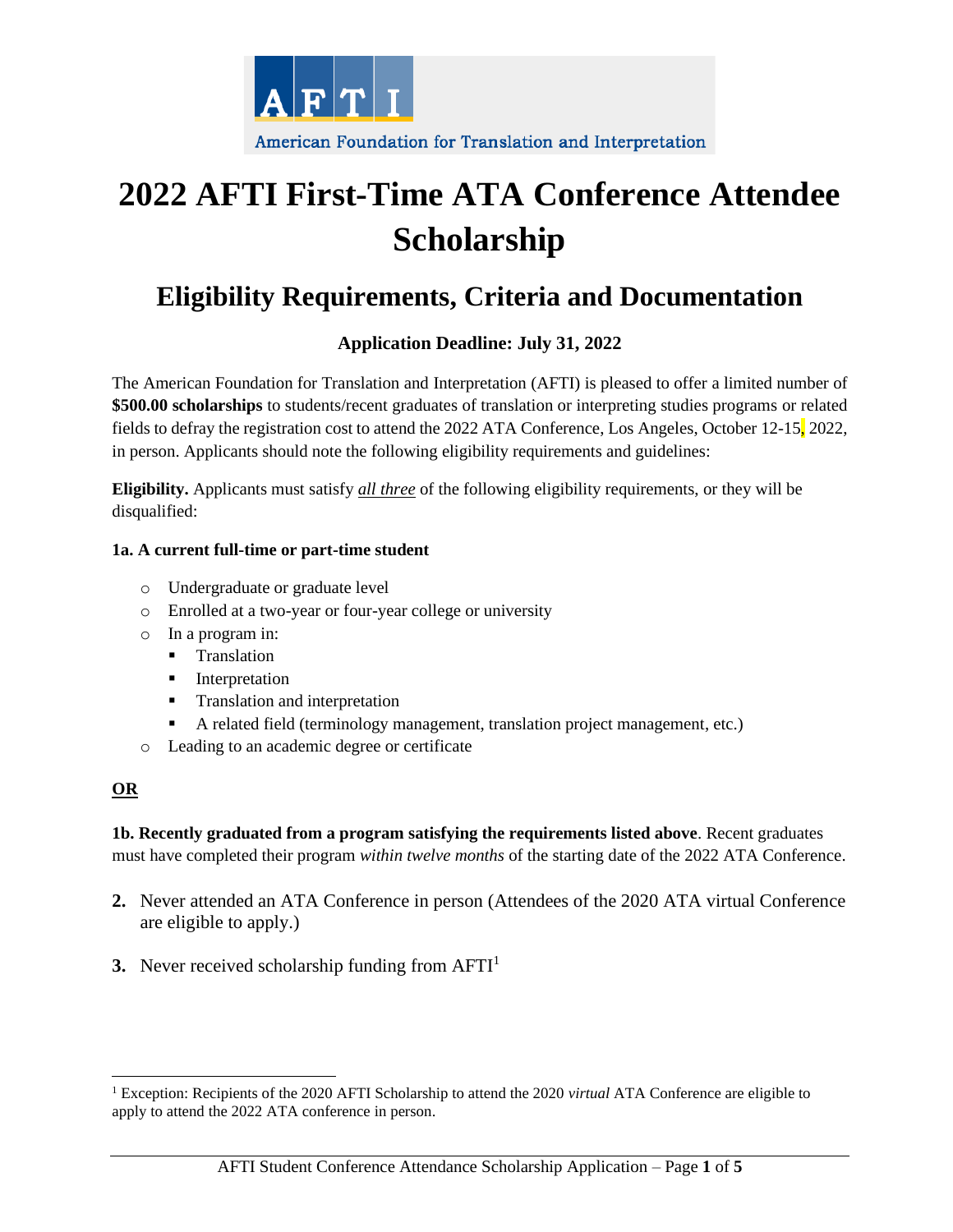American Foundation for Translation and Interpretation

# 2022 AFTI First-Time ATA Conference Attendee Scholarship

## Eligibility Requirements, Criteria and Documentation

**Application Deadline: July 31, 2022**

The American Foundation for Translation and Interpretation (AFTI) is pleased to offer a limited number of **$500.00 scholarships** to students/recent graduates of translation or interpreting studies programs or related fields to defray the registration cost to attend the 2022 ATA Conference, Los Angeles, October 12-15, 2022, in person. Applicants should note the following eligibility requirements and guidelines:

**Eligibility.** Applicants must satisfy ***all three*** of the following eligibility requirements, or they will be disqualified:

**1a. A current full-time or part-time student**

- Undergraduate or graduate level
- Enrolled at a two-year or four-year college or university
- In a program in:
  - Translation
  - Interpretation
  - Translation and interpretation
  - A related field (terminology management, translation project management, etc.)
- Leading to an academic degree or certificate

**OR**

**1b. Recently graduated from a program satisfying the requirements listed above**. Recent graduates must have completed their program *within twelve months* of the starting date of the 2022 ATA Conference.

**2.** Never attended an ATA Conference in person (Attendees of the 2020 ATA virtual Conference are eligible to apply.)

**3.** Never received scholarship funding from AFTI[1]

---

[1] Exception: Recipients of the 2020 AFTI Scholarship to attend the 2020 *virtual* ATA Conference are eligible to apply to attend the 2022 ATA conference in person.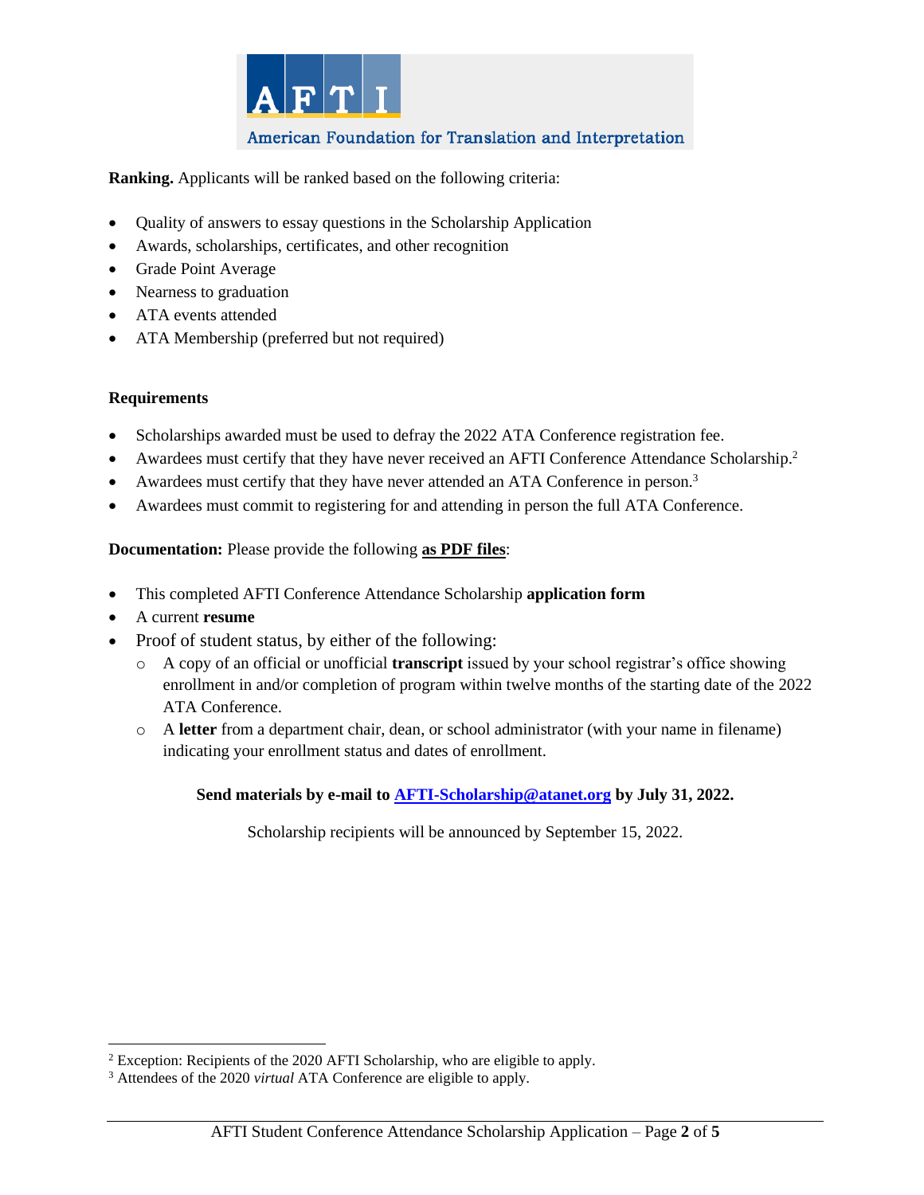**Ranking.** Applicants will be ranked based on the following criteria:

- Quality of answers to essay questions in the Scholarship Application
- Awards, scholarships, certificates, and other recognition
- Grade Point Average
- Nearness to graduation
- ATA events attended
- ATA Membership (preferred but not required)

**Requirements**

- Scholarships awarded must be used to defray the 2022 ATA Conference registration fee.
- Awardees must certify that they have never received an AFTI Conference Attendance Scholarship.[2]
- Awardees must certify that they have never attended an ATA Conference in person.[3]
- Awardees must commit to registering for and attending in person the full ATA Conference.

**Documentation:** Please provide the following **as PDF files**:

- This completed AFTI Conference Attendance Scholarship **application form**
- A current **resume**
- Proof of student status, by either of the following:
  - A copy of an official or unofficial **transcript** issued by your school registrar's office showing enrollment in and/or completion of program within twelve months of the starting date of the 2022 ATA Conference.
  - A **letter** from a department chair, dean, or school administrator (with your name in filename) indicating your enrollment status and dates of enrollment.

**Send materials by e-mail to AFTI-Scholarship@atanet.org by July 31, 2022.**

Scholarship recipients will be announced by September 15, 2022.

---

[2] Exception: Recipients of the 2020 AFTI Scholarship, who are eligible to apply.

[3] Attendees of the 2020 *virtual* ATA Conference are eligible to apply.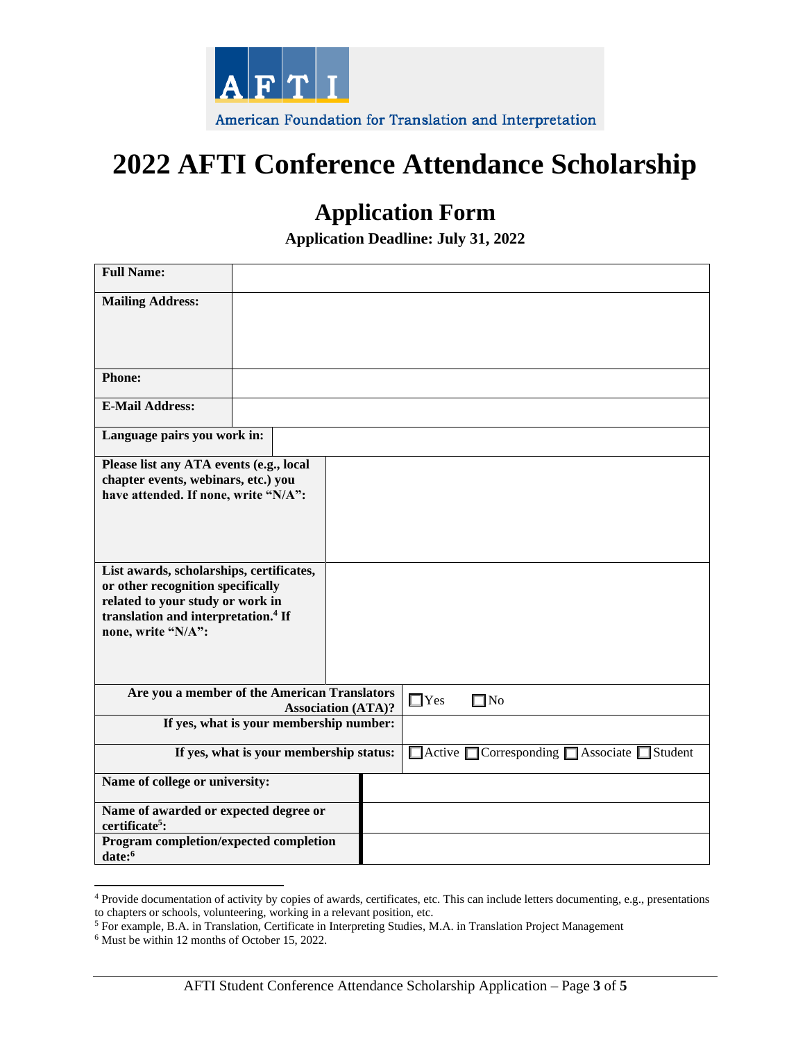AFTI

American Foundation for Translation and Interpretation

# 2022 AFTI Conference Attendance Scholarship

## Application Form

**Application Deadline: July 31, 2022**

| | |
|---|---|
| **Full Name:** | |
| **Mailing Address:** | |
| **Phone:** | |
| **E-Mail Address:** | |
| **Language pairs you work in:** | |
| **Please list any ATA events (e.g., local chapter events, webinars, etc.) you have attended. If none, write "N/A":** | |
| **List awards, scholarships, certificates, or other recognition specifically related to your study or work in translation and interpretation.[4] If none, write "N/A":** | |
| **Are you a member of the American Translators Association (ATA)?** | ☐Yes ☐No |
| **If yes, what is your membership number:** | |
| **If yes, what is your membership status:** | ☐Active ☐Corresponding ☐Associate ☐Student |
| **Name of college or university:** | |
| **Name of awarded or expected degree or certificate[5]:** | |
| **Program completion/expected completion date:[6]** | |

[4] Provide documentation of activity by copies of awards, certificates, etc. This can include letters documenting, e.g., presentations to chapters or schools, volunteering, working in a relevant position, etc.

[5] For example, B.A. in Translation, Certificate in Interpreting Studies, M.A. in Translation Project Management

[6] Must be within 12 months of October 15, 2022.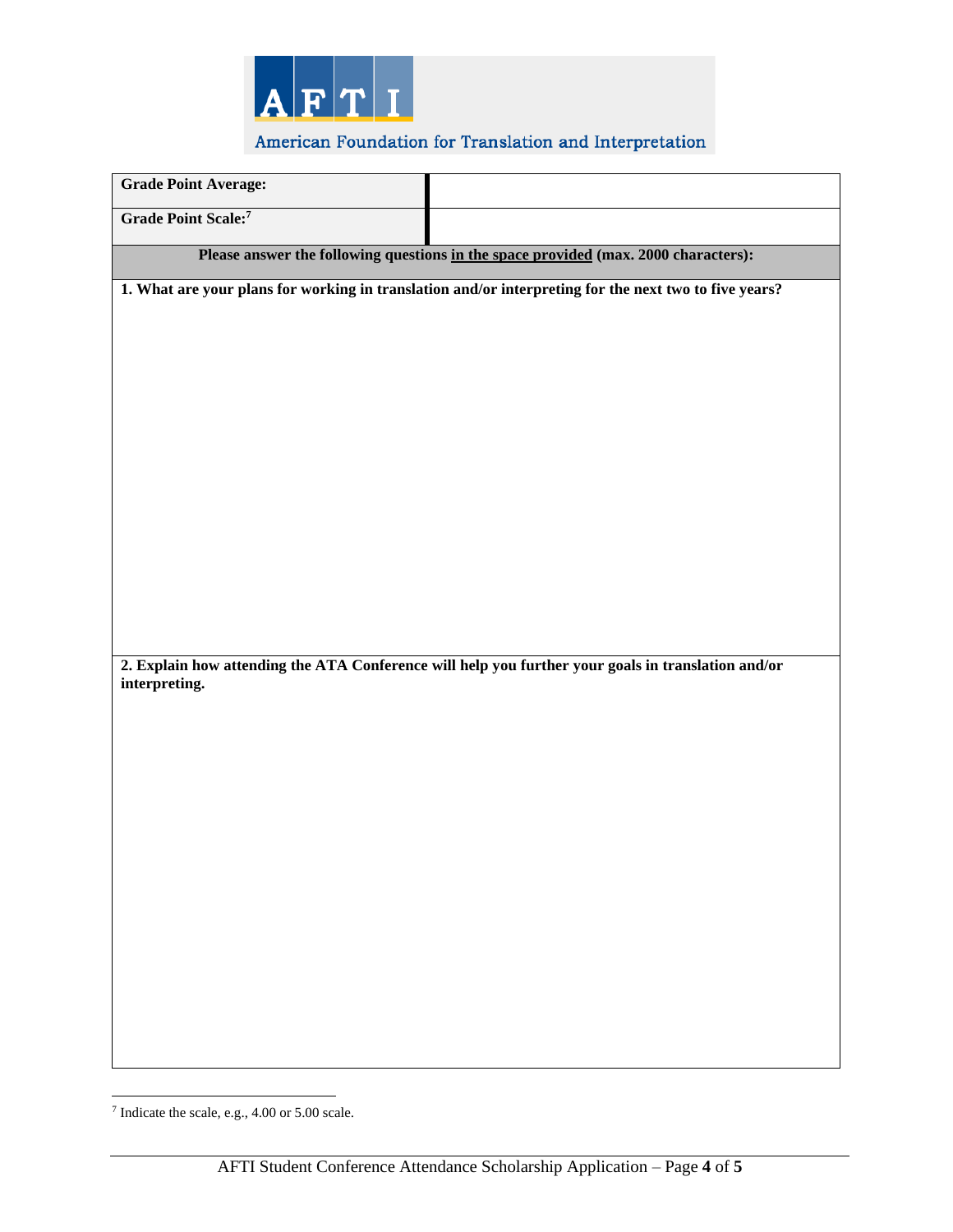| | |
|---|---|
| **Grade Point Average:** | |
| **Grade Point Scale:**[7] | |

**Please answer the following questions in the space provided (max. 2000 characters):**

**1. What are your plans for working in translation and/or interpreting for the next two to five years?**

**2. Explain how attending the ATA Conference will help you further your goals in translation and/or interpreting.**

---

[7] Indicate the scale, e.g., 4.00 or 5.00 scale.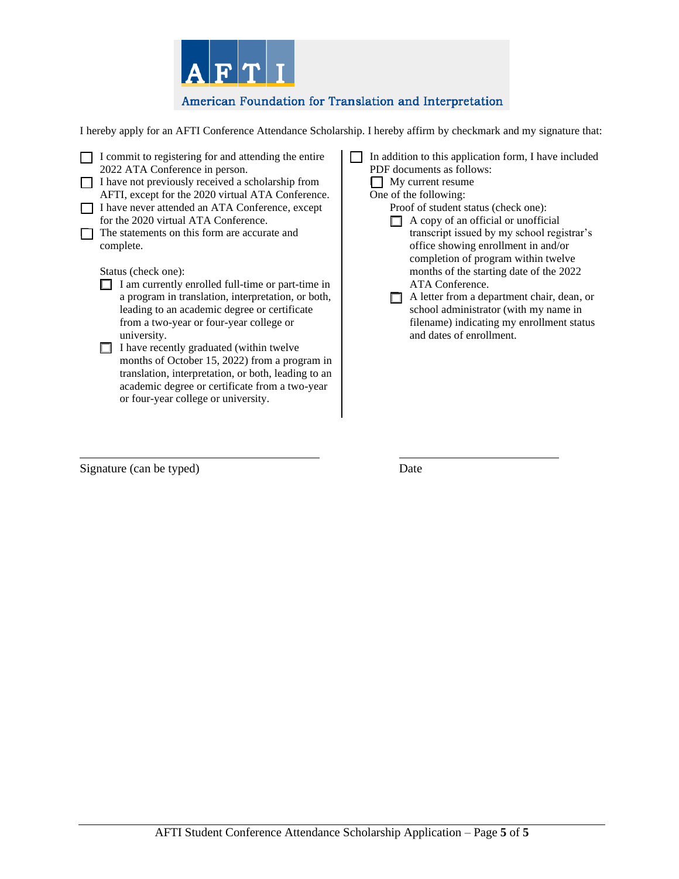AFTI

American Foundation for Translation and Interpretation

I hereby apply for an AFTI Conference Attendance Scholarship. I hereby affirm by checkmark and my signature that:

- ☐ I commit to registering for and attending the entire 2022 ATA Conference in person.
- ☐ I have not previously received a scholarship from AFTI, except for the 2020 virtual ATA Conference.
- ☐ I have never attended an ATA Conference, except for the 2020 virtual ATA Conference.
- ☐ The statements on this form are accurate and complete.

Status (check one):

- ☐ I am currently enrolled full-time or part-time in a program in translation, interpretation, or both, leading to an academic degree or certificate from a two-year or four-year college or university.
- ☐ I have recently graduated (within twelve months of October 15, 2022) from a program in translation, interpretation, or both, leading to an academic degree or certificate from a two-year or four-year college or university.

☐ In addition to this application form, I have included PDF documents as follows:

- ☐ My current resume

One of the following:

Proof of student status (check one):

- ☐ A copy of an official or unofficial transcript issued by my school registrar's office showing enrollment in and/or completion of program within twelve months of the starting date of the 2022 ATA Conference.
- ☐ A letter from a department chair, dean, or school administrator (with my name in filename) indicating my enrollment status and dates of enrollment.

\_\_\_\_\_\_\_\_\_\_\_\_\_\_\_\_\_\_\_\_\_\_\_\_\_\_\_\_\_\_\_\_\_\_\_\_
Signature (can be typed)

\_\_\_\_\_\_\_\_\_\_\_\_\_\_\_\_\_\_\_\_\_\_\_\_
Date